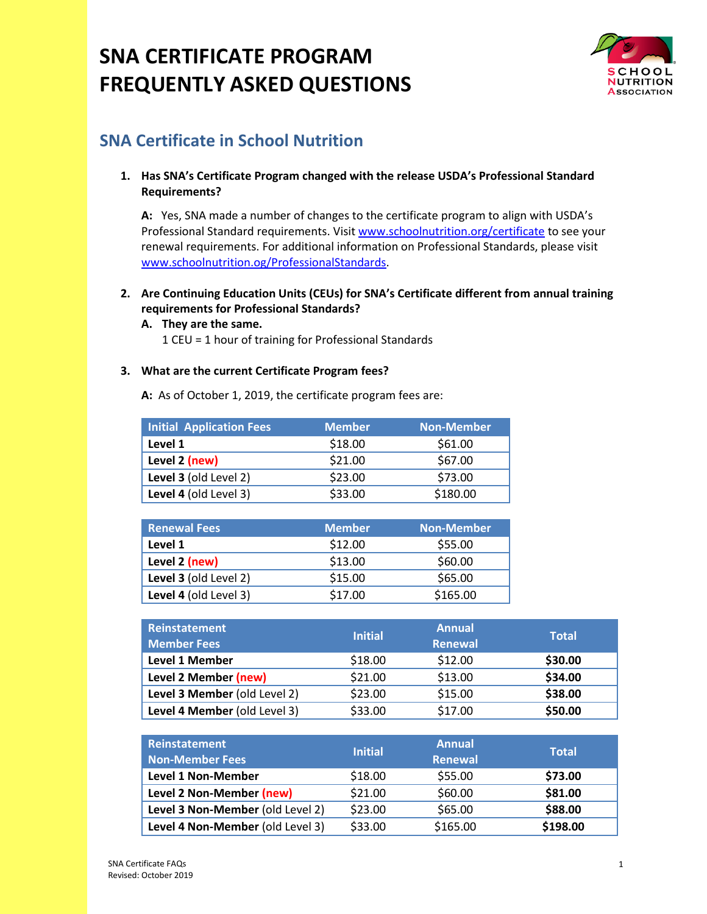# SNA CERTIFICATE PROGRAM FREQUENTLY ASKED QUESTIONS

## SNA Certificate in School Nutrition

1. **Has SNA's Certificate Program changed with the release USDA's Professional Standard Requirements?**

   **A:** Yes, SNA made a number of changes to the certificate program to align with USDA's Professional Standard requirements. Visit www.schoolnutrition.org/certificate to see your renewal requirements. For additional information on Professional Standards, please visit www.schoolnutrition.org/ProfessionalStandards.

2. **Are Continuing Education Units (CEUs) for SNA's Certificate different from annual training requirements for Professional Standards?**

   **A. They are the same.**
   1 CEU = 1 hour of training for Professional Standards

3. **What are the current Certificate Program fees?**

   **A:** As of October 1, 2019, the certificate program fees are:

| Initial Application Fees | Member | Non-Member |
|---|---|---|
| **Level 1** | $18.00 | $61.00 |
| **Level 2** **(new)** | $21.00 | $67.00 |
| **Level 3** (old Level 2) | $23.00 | $73.00 |
| **Level 4** (old Level 3) | $33.00 | $180.00 |

| Renewal Fees | Member | Non-Member |
|---|---|---|
| **Level 1** | $12.00 | $55.00 |
| **Level 2** **(new)** | $13.00 | $60.00 |
| **Level 3** (old Level 2) | $15.00 | $65.00 |
| **Level 4** (old Level 3) | $17.00 | $165.00 |

| Reinstatement Member Fees | Initial | Annual Renewal | Total |
|---|---|---|---|
| **Level 1 Member** | $18.00 | $12.00 | **$30.00** |
| **Level 2 Member** **(new)** | $21.00 | $13.00 | **$34.00** |
| **Level 3 Member** (old Level 2) | $23.00 | $15.00 | **$38.00** |
| **Level 4 Member** (old Level 3) | $33.00 | $17.00 | **$50.00** |

| Reinstatement Non-Member Fees | Initial | Annual Renewal | Total |
|---|---|---|---|
| **Level 1 Non-Member** | $18.00 | $55.00 | **$73.00** |
| **Level 2 Non-Member** **(new)** | $21.00 | $60.00 | **$81.00** |
| **Level 3 Non-Member** (old Level 2) | $23.00 | $65.00 | **$88.00** |
| **Level 4 Non-Member** (old Level 3) | $33.00 | $165.00 | **$198.00** |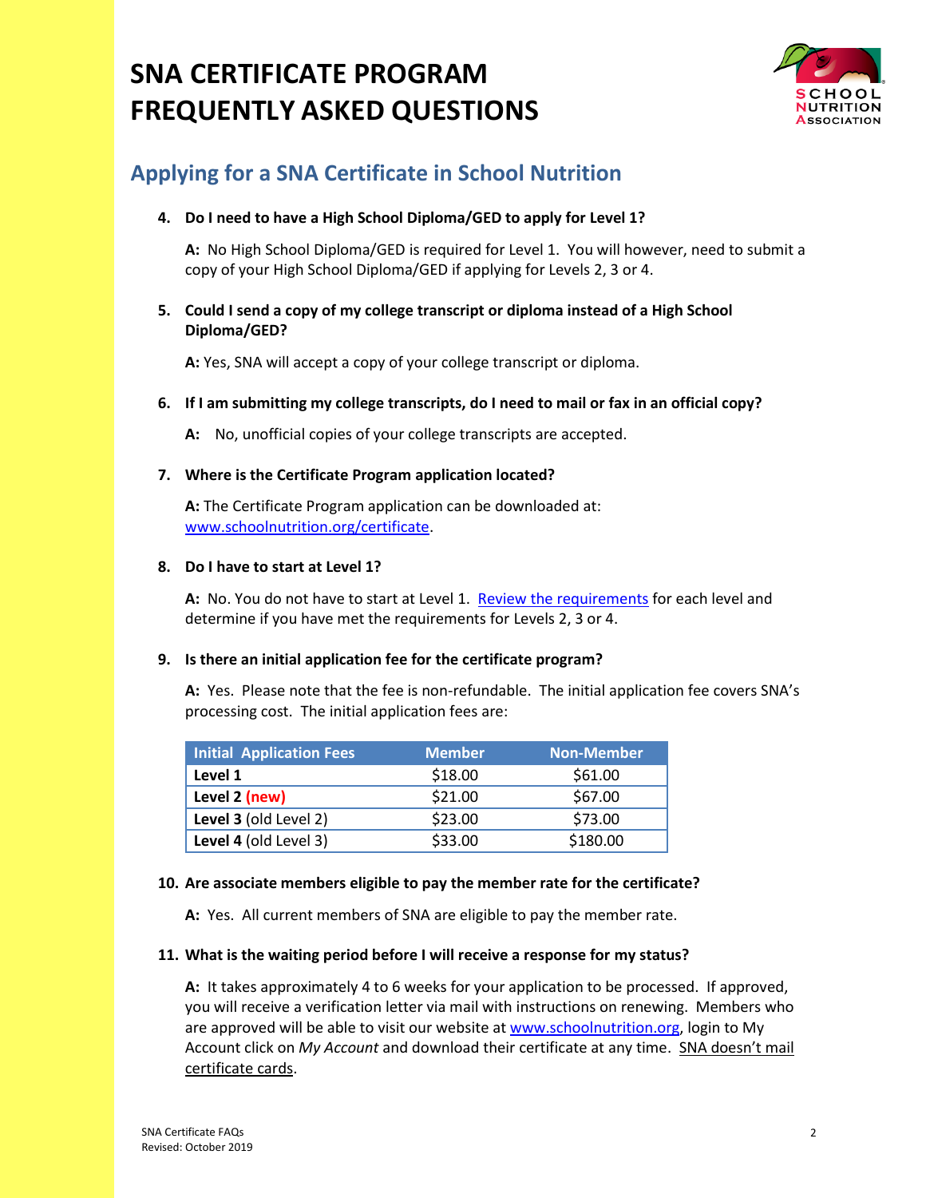# SNA CERTIFICATE PROGRAM FREQUENTLY ASKED QUESTIONS

## Applying for a SNA Certificate in School Nutrition

4. **Do I need to have a High School Diploma/GED to apply for Level 1?**

   **A:** No High School Diploma/GED is required for Level 1. You will however, need to submit a copy of your High School Diploma/GED if applying for Levels 2, 3 or 4.

5. **Could I send a copy of my college transcript or diploma instead of a High School Diploma/GED?**

   **A:** Yes, SNA will accept a copy of your college transcript or diploma.

6. **If I am submitting my college transcripts, do I need to mail or fax in an official copy?**

   **A:** No, unofficial copies of your college transcripts are accepted.

7. **Where is the Certificate Program application located?**

   **A:** The Certificate Program application can be downloaded at: www.schoolnutrition.org/certificate.

8. **Do I have to start at Level 1?**

   **A:** No. You do not have to start at Level 1. Review the requirements for each level and determine if you have met the requirements for Levels 2, 3 or 4.

9. **Is there an initial application fee for the certificate program?**

   **A:** Yes. Please note that the fee is non-refundable. The initial application fee covers SNA's processing cost. The initial application fees are:

| Initial Application Fees | Member | Non-Member |
|---|---|---|
| **Level 1** | $18.00 | $61.00 |
| **Level 2** **(new)** | $21.00 | $67.00 |
| **Level 3** (old Level 2) | $23.00 | $73.00 |
| **Level 4** (old Level 3) | $33.00 | $180.00 |

10. **Are associate members eligible to pay the member rate for the certificate?**

    **A:** Yes. All current members of SNA are eligible to pay the member rate.

11. **What is the waiting period before I will receive a response for my status?**

    **A:** It takes approximately 4 to 6 weeks for your application to be processed. If approved, you will receive a verification letter via mail with instructions on renewing. Members who are approved will be able to visit our website at www.schoolnutrition.org, login to My Account click on *My Account* and download their certificate at any time. SNA doesn't mail certificate cards.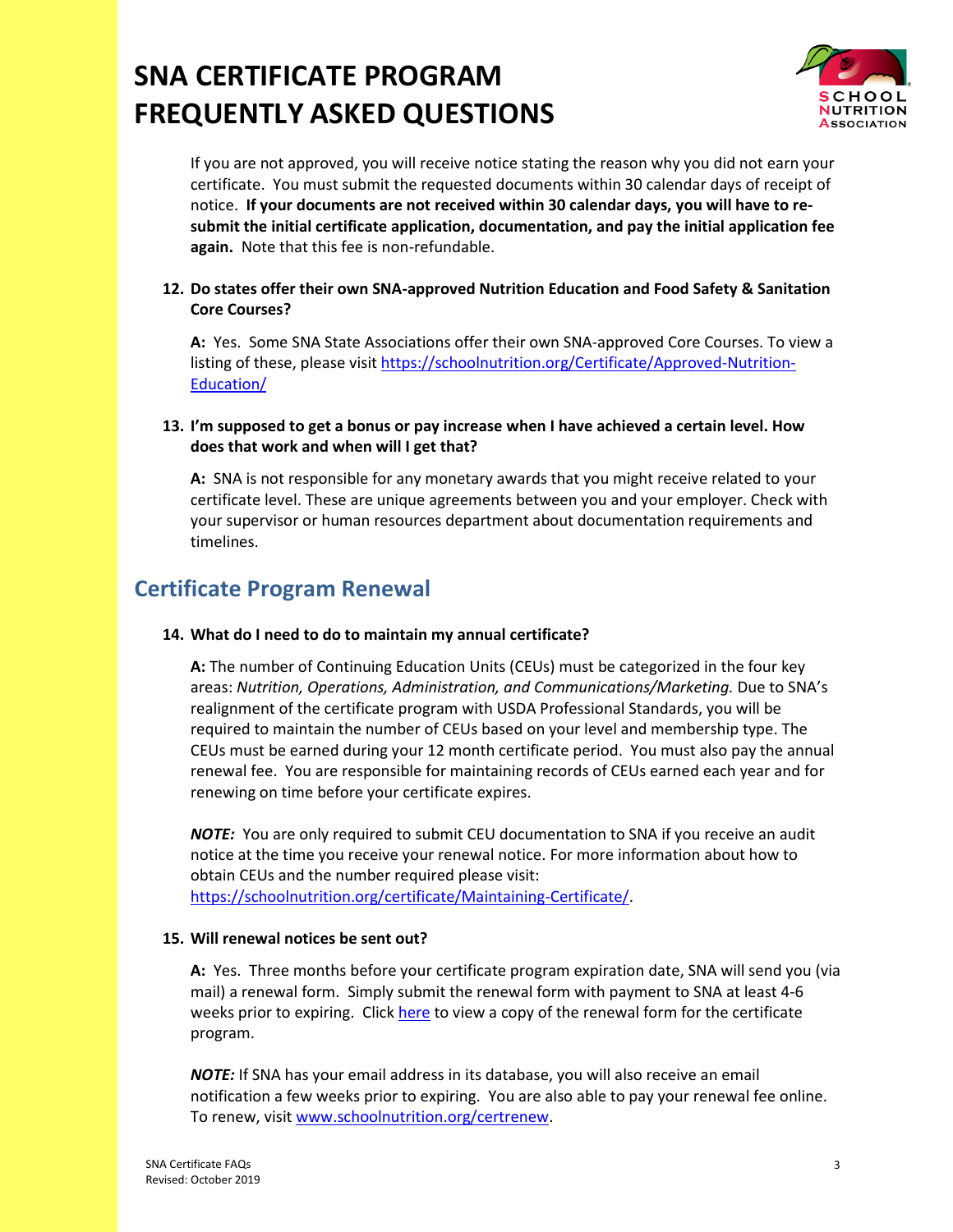If you are not approved, you will receive notice stating the reason why you did not earn your certificate. You must submit the requested documents within 30 calendar days of receipt of notice. **If your documents are not received within 30 calendar days, you will have to re-submit the initial certificate application, documentation, and pay the initial application fee again.** Note that this fee is non-refundable.

**12. Do states offer their own SNA-approved Nutrition Education and Food Safety & Sanitation Core Courses?**

**A:** Yes. Some SNA State Associations offer their own SNA-approved Core Courses. To view a listing of these, please visit [https://schoolnutrition.org/Certificate/Approved-Nutrition-Education/](https://schoolnutrition.org/Certificate/Approved-Nutrition-Education/)

**13. I'm supposed to get a bonus or pay increase when I have achieved a certain level. How does that work and when will I get that?**

**A:** SNA is not responsible for any monetary awards that you might receive related to your certificate level. These are unique agreements between you and your employer. Check with your supervisor or human resources department about documentation requirements and timelines.

## Certificate Program Renewal

**14. What do I need to do to maintain my annual certificate?**

**A:** The number of Continuing Education Units (CEUs) must be categorized in the four key areas: *Nutrition, Operations, Administration, and Communications/Marketing.* Due to SNA's realignment of the certificate program with USDA Professional Standards, you will be required to maintain the number of CEUs based on your level and membership type. The CEUs must be earned during your 12 month certificate period. You must also pay the annual renewal fee. You are responsible for maintaining records of CEUs earned each year and for renewing on time before your certificate expires.

***NOTE:*** You are only required to submit CEU documentation to SNA if you receive an audit notice at the time you receive your renewal notice. For more information about how to obtain CEUs and the number required please visit: [https://schoolnutrition.org/certificate/Maintaining-Certificate/](https://schoolnutrition.org/certificate/Maintaining-Certificate/).

**15. Will renewal notices be sent out?**

**A:** Yes. Three months before your certificate program expiration date, SNA will send you (via mail) a renewal form. Simply submit the renewal form with payment to SNA at least 4-6 weeks prior to expiring. Click here to view a copy of the renewal form for the certificate program.

***NOTE:*** If SNA has your email address in its database, you will also receive an email notification a few weeks prior to expiring. You are also able to pay your renewal fee online. To renew, visit [www.schoolnutrition.org/certrenew](http://www.schoolnutrition.org/certrenew).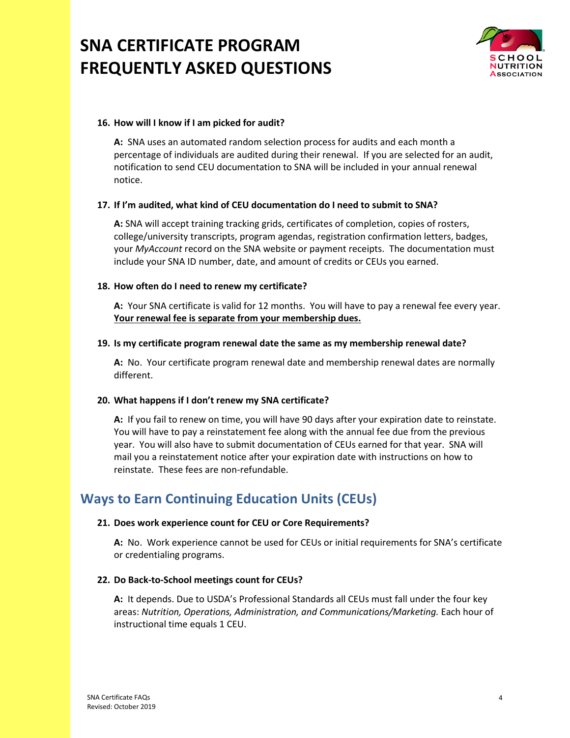# SNA CERTIFICATE PROGRAM FREQUENTLY ASKED QUESTIONS

**16. How will I know if I am picked for audit?**

**A:** SNA uses an automated random selection process for audits and each month a percentage of individuals are audited during their renewal. If you are selected for an audit, notification to send CEU documentation to SNA will be included in your annual renewal notice.

**17. If I'm audited, what kind of CEU documentation do I need to submit to SNA?**

**A:** SNA will accept training tracking grids, certificates of completion, copies of rosters, college/university transcripts, program agendas, registration confirmation letters, badges, your *MyAccount* record on the SNA website or payment receipts. The documentation must include your SNA ID number, date, and amount of credits or CEUs you earned.

**18. How often do I need to renew my certificate?**

**A:** Your SNA certificate is valid for 12 months. You will have to pay a renewal fee every year. **Your renewal fee is separate from your membership dues.**

**19. Is my certificate program renewal date the same as my membership renewal date?**

**A:** No. Your certificate program renewal date and membership renewal dates are normally different.

**20. What happens if I don't renew my SNA certificate?**

**A:** If you fail to renew on time, you will have 90 days after your expiration date to reinstate. You will have to pay a reinstatement fee along with the annual fee due from the previous year. You will also have to submit documentation of CEUs earned for that year. SNA will mail you a reinstatement notice after your expiration date with instructions on how to reinstate. These fees are non-refundable.

## Ways to Earn Continuing Education Units (CEUs)

**21. Does work experience count for CEU or Core Requirements?**

**A:** No. Work experience cannot be used for CEUs or initial requirements for SNA's certificate or credentialing programs.

**22. Do Back-to-School meetings count for CEUs?**

**A:** It depends. Due to USDA's Professional Standards all CEUs must fall under the four key areas: *Nutrition, Operations, Administration, and Communications/Marketing.* Each hour of instructional time equals 1 CEU.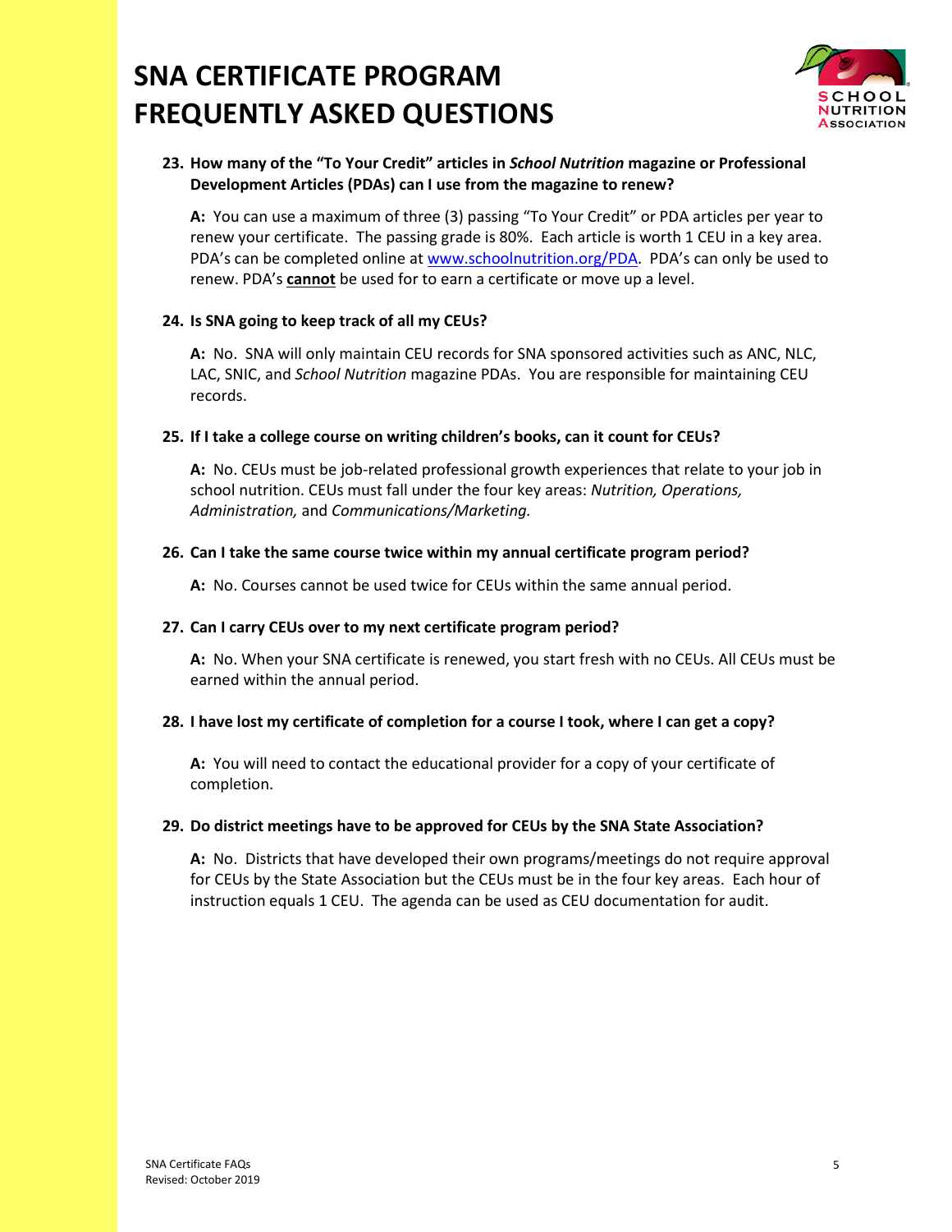# SNA CERTIFICATE PROGRAM FREQUENTLY ASKED QUESTIONS

**23. How many of the "To Your Credit" articles in *School Nutrition* magazine or Professional Development Articles (PDAs) can I use from the magazine to renew?**

**A:** You can use a maximum of three (3) passing "To Your Credit" or PDA articles per year to renew your certificate. The passing grade is 80%. Each article is worth 1 CEU in a key area. PDA's can be completed online at www.schoolnutrition.org/PDA. PDA's can only be used to renew. PDA's **cannot** be used for to earn a certificate or move up a level.

**24. Is SNA going to keep track of all my CEUs?**

**A:** No. SNA will only maintain CEU records for SNA sponsored activities such as ANC, NLC, LAC, SNIC, and *School Nutrition* magazine PDAs. You are responsible for maintaining CEU records.

**25. If I take a college course on writing children's books, can it count for CEUs?**

**A:** No. CEUs must be job-related professional growth experiences that relate to your job in school nutrition. CEUs must fall under the four key areas: *Nutrition, Operations, Administration,* and *Communications/Marketing.*

**26. Can I take the same course twice within my annual certificate program period?**

**A:** No. Courses cannot be used twice for CEUs within the same annual period.

**27. Can I carry CEUs over to my next certificate program period?**

**A:** No. When your SNA certificate is renewed, you start fresh with no CEUs. All CEUs must be earned within the annual period.

**28. I have lost my certificate of completion for a course I took, where I can get a copy?**

**A:** You will need to contact the educational provider for a copy of your certificate of completion.

**29. Do district meetings have to be approved for CEUs by the SNA State Association?**

**A:** No. Districts that have developed their own programs/meetings do not require approval for CEUs by the State Association but the CEUs must be in the four key areas. Each hour of instruction equals 1 CEU. The agenda can be used as CEU documentation for audit.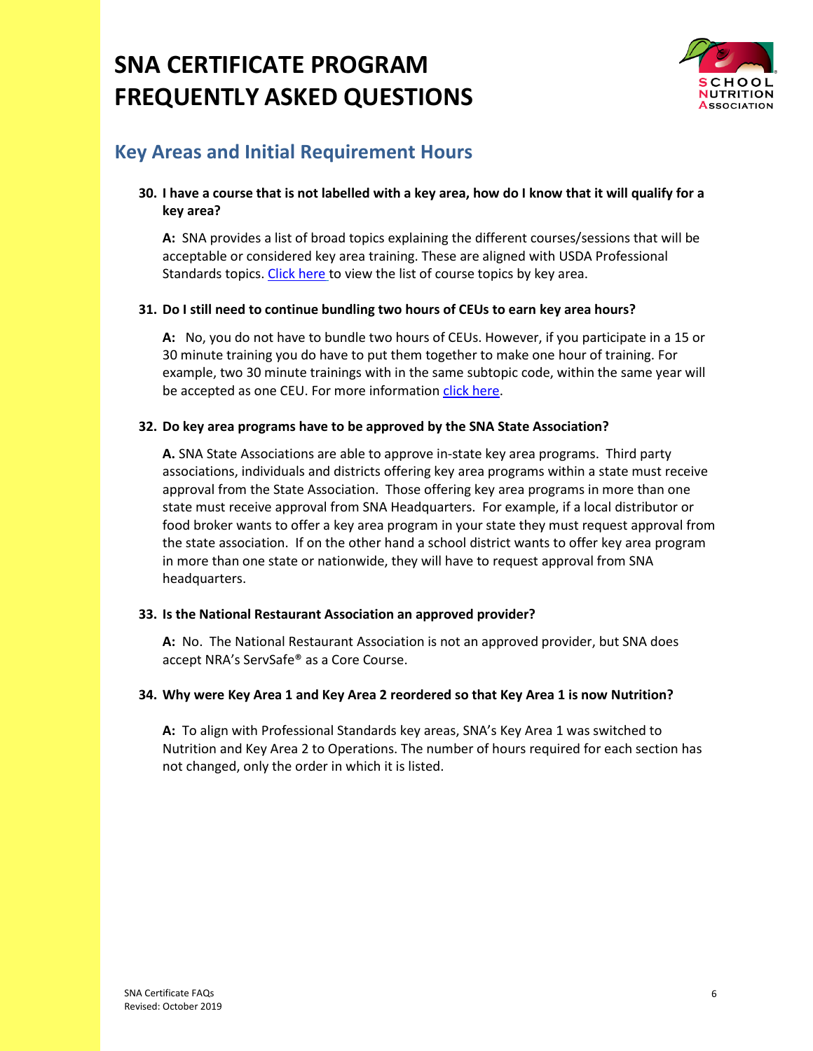# SNA CERTIFICATE PROGRAM FREQUENTLY ASKED QUESTIONS

## Key Areas and Initial Requirement Hours

**30. I have a course that is not labelled with a key area, how do I know that it will qualify for a key area?**

**A:** SNA provides a list of broad topics explaining the different courses/sessions that will be acceptable or considered key area training. These are aligned with USDA Professional Standards topics. Click here to view the list of course topics by key area.

**31. Do I still need to continue bundling two hours of CEUs to earn key area hours?**

**A:** No, you do not have to bundle two hours of CEUs. However, if you participate in a 15 or 30 minute training you do have to put them together to make one hour of training. For example, two 30 minute trainings with in the same subtopic code, within the same year will be accepted as one CEU. For more information click here.

**32. Do key area programs have to be approved by the SNA State Association?**

**A.** SNA State Associations are able to approve in-state key area programs. Third party associations, individuals and districts offering key area programs within a state must receive approval from the State Association. Those offering key area programs in more than one state must receive approval from SNA Headquarters. For example, if a local distributor or food broker wants to offer a key area program in your state they must request approval from the state association. If on the other hand a school district wants to offer key area program in more than one state or nationwide, they will have to request approval from SNA headquarters.

**33. Is the National Restaurant Association an approved provider?**

**A:** No. The National Restaurant Association is not an approved provider, but SNA does accept NRA's ServSafe® as a Core Course.

**34. Why were Key Area 1 and Key Area 2 reordered so that Key Area 1 is now Nutrition?**

**A:** To align with Professional Standards key areas, SNA's Key Area 1 was switched to Nutrition and Key Area 2 to Operations. The number of hours required for each section has not changed, only the order in which it is listed.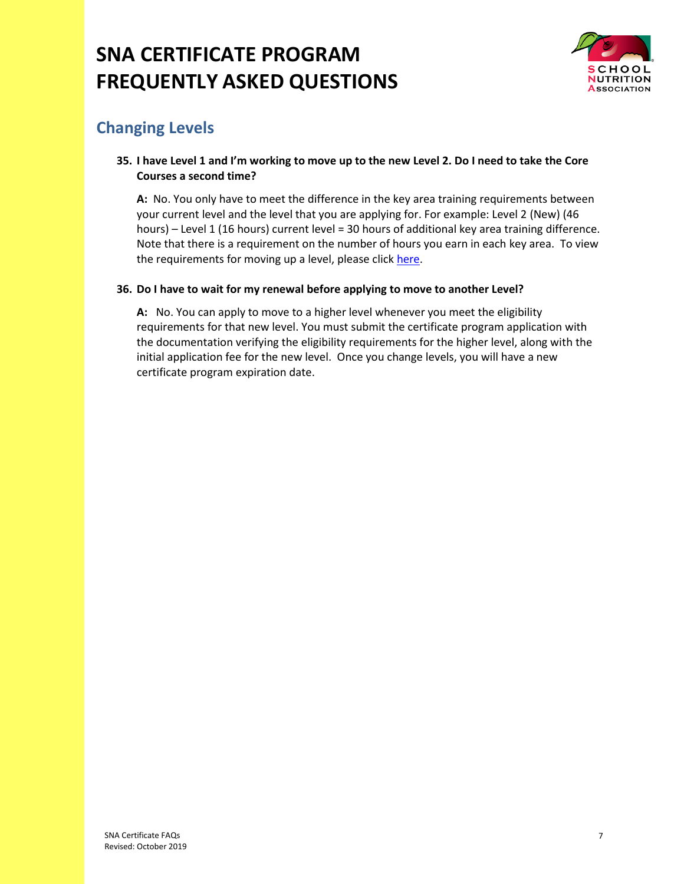# SNA CERTIFICATE PROGRAM FREQUENTLY ASKED QUESTIONS

## Changing Levels

**35. I have Level 1 and I'm working to move up to the new Level 2. Do I need to take the Core Courses a second time?**

**A:** No. You only have to meet the difference in the key area training requirements between your current level and the level that you are applying for. For example: Level 2 (New) (46 hours) – Level 1 (16 hours) current level = 30 hours of additional key area training difference. Note that there is a requirement on the number of hours you earn in each key area. To view the requirements for moving up a level, please click here.

**36. Do I have to wait for my renewal before applying to move to another Level?**

**A:** No. You can apply to move to a higher level whenever you meet the eligibility requirements for that new level. You must submit the certificate program application with the documentation verifying the eligibility requirements for the higher level, along with the initial application fee for the new level. Once you change levels, you will have a new certificate program expiration date.